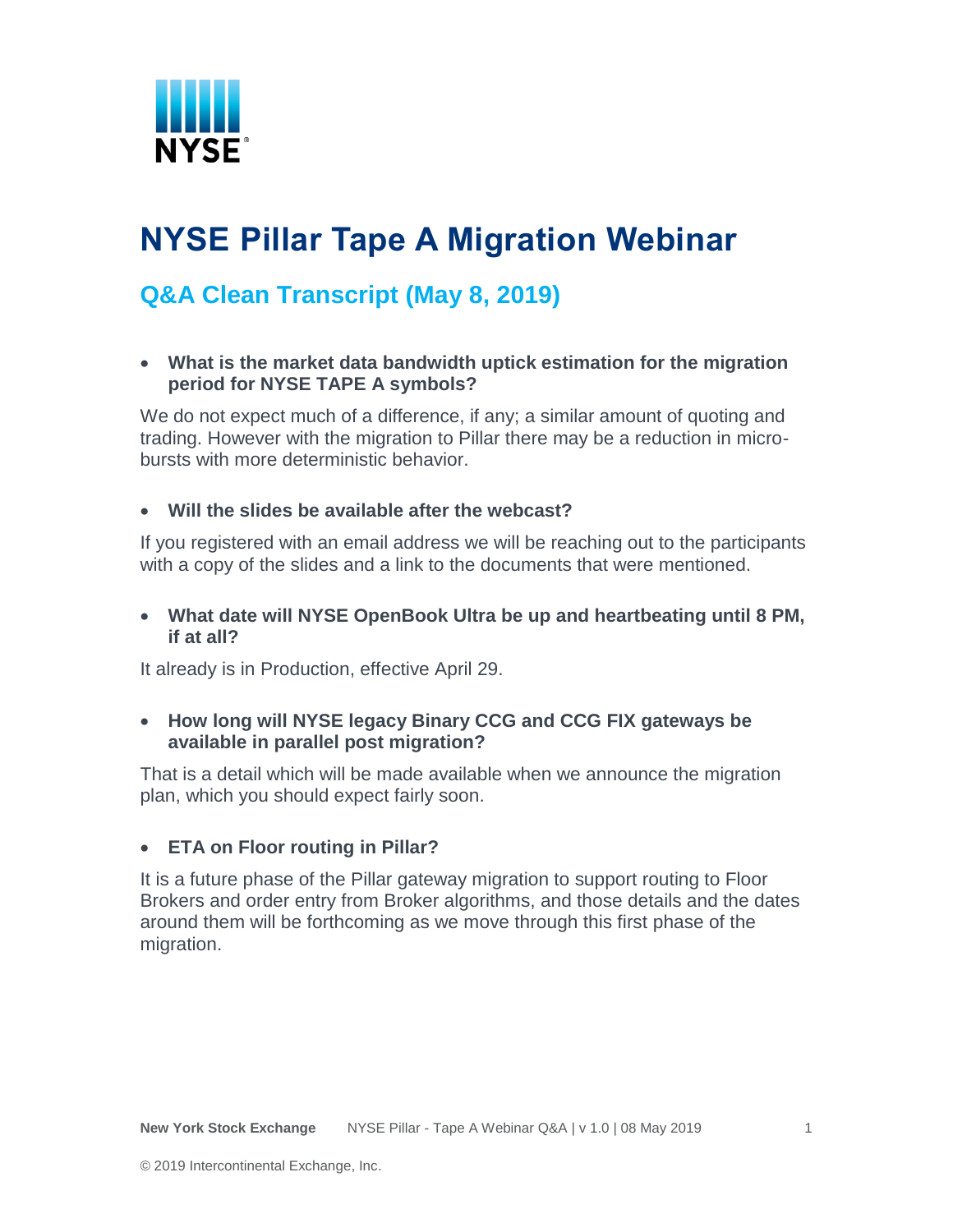# NYSE Pillar Tape A Migration Webinar

## Q&A Clean Transcript (May 8, 2019)

- **What is the market data bandwidth uptick estimation for the migration period for NYSE TAPE A symbols?**

We do not expect much of a difference, if any; a similar amount of quoting and trading. However with the migration to Pillar there may be a reduction in micro-bursts with more deterministic behavior.

- **Will the slides be available after the webcast?**

If you registered with an email address we will be reaching out to the participants with a copy of the slides and a link to the documents that were mentioned.

- **What date will NYSE OpenBook Ultra be up and heartbeating until 8 PM, if at all?**

It already is in Production, effective April 29.

- **How long will NYSE legacy Binary CCG and CCG FIX gateways be available in parallel post migration?**

That is a detail which will be made available when we announce the migration plan, which you should expect fairly soon.

- **ETA on Floor routing in Pillar?**

It is a future phase of the Pillar gateway migration to support routing to Floor Brokers and order entry from Broker algorithms, and those details and the dates around them will be forthcoming as we move through this first phase of the migration.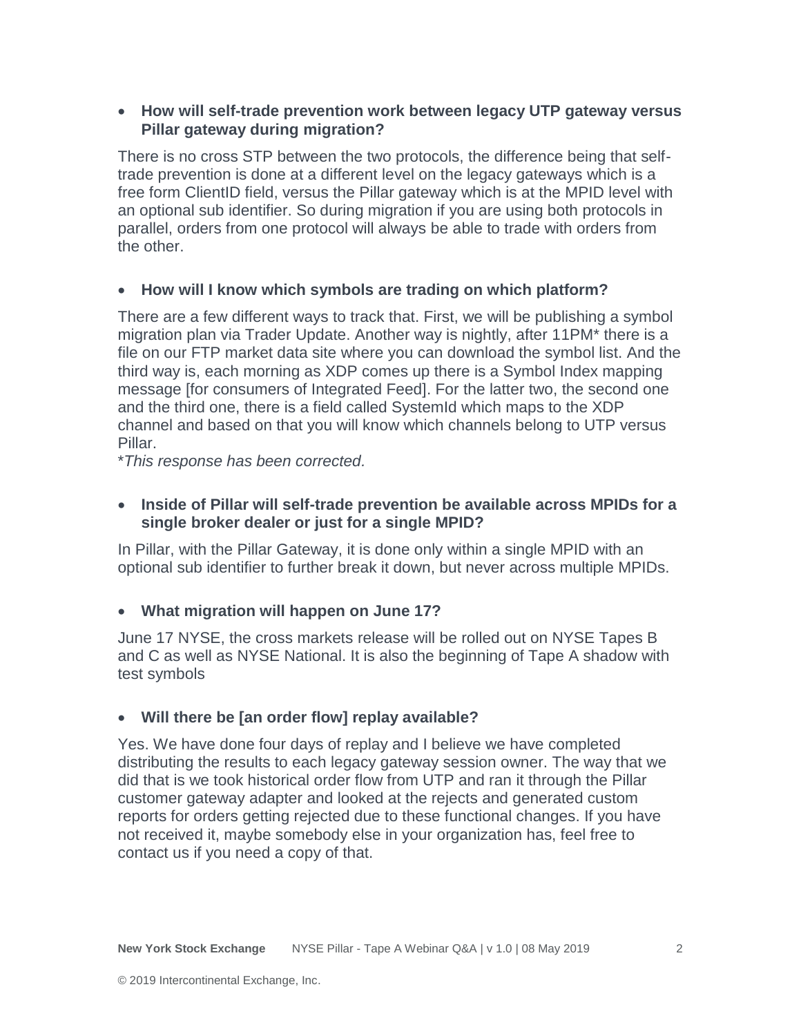- **How will self-trade prevention work between legacy UTP gateway versus Pillar gateway during migration?**

There is no cross STP between the two protocols, the difference being that self-trade prevention is done at a different level on the legacy gateways which is a free form ClientID field, versus the Pillar gateway which is at the MPID level with an optional sub identifier. So during migration if you are using both protocols in parallel, orders from one protocol will always be able to trade with orders from the other.

- **How will I know which symbols are trading on which platform?**

There are a few different ways to track that. First, we will be publishing a symbol migration plan via Trader Update. Another way is nightly, after 11PM* there is a file on our FTP market data site where you can download the symbol list. And the third way is, each morning as XDP comes up there is a Symbol Index mapping message [for consumers of Integrated Feed]. For the latter two, the second one and the third one, there is a field called SystemId which maps to the XDP channel and based on that you will know which channels belong to UTP versus Pillar.

**This response has been corrected.*

- **Inside of Pillar will self-trade prevention be available across MPIDs for a single broker dealer or just for a single MPID?**

In Pillar, with the Pillar Gateway, it is done only within a single MPID with an optional sub identifier to further break it down, but never across multiple MPIDs.

- **What migration will happen on June 17?**

June 17 NYSE, the cross markets release will be rolled out on NYSE Tapes B and C as well as NYSE National. It is also the beginning of Tape A shadow with test symbols

- **Will there be [an order flow] replay available?**

Yes. We have done four days of replay and I believe we have completed distributing the results to each legacy gateway session owner. The way that we did that is we took historical order flow from UTP and ran it through the Pillar customer gateway adapter and looked at the rejects and generated custom reports for orders getting rejected due to these functional changes. If you have not received it, maybe somebody else in your organization has, feel free to contact us if you need a copy of that.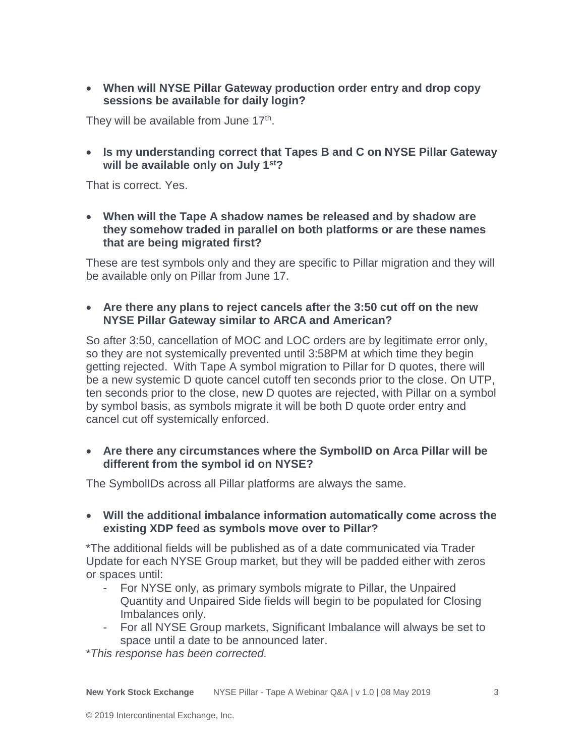- **When will NYSE Pillar Gateway production order entry and drop copy sessions be available for daily login?**

They will be available from June 17th.

- **Is my understanding correct that Tapes B and C on NYSE Pillar Gateway will be available only on July 1st?**

That is correct. Yes.

- **When will the Tape A shadow names be released and by shadow are they somehow traded in parallel on both platforms or are these names that are being migrated first?**

These are test symbols only and they are specific to Pillar migration and they will be available only on Pillar from June 17.

- **Are there any plans to reject cancels after the 3:50 cut off on the new NYSE Pillar Gateway similar to ARCA and American?**

So after 3:50, cancellation of MOC and LOC orders are by legitimate error only, so they are not systemically prevented until 3:58PM at which time they begin getting rejected. With Tape A symbol migration to Pillar for D quotes, there will be a new systemic D quote cancel cutoff ten seconds prior to the close. On UTP, ten seconds prior to the close, new D quotes are rejected, with Pillar on a symbol by symbol basis, as symbols migrate it will be both D quote order entry and cancel cut off systemically enforced.

- **Are there any circumstances where the SymbolID on Arca Pillar will be different from the symbol id on NYSE?**

The SymbolIDs across all Pillar platforms are always the same.

- **Will the additional imbalance information automatically come across the existing XDP feed as symbols move over to Pillar?**

*The additional fields will be published as of a date communicated via Trader Update for each NYSE Group market, but they will be padded either with zeros or spaces until:

- For NYSE only, as primary symbols migrate to Pillar, the Unpaired Quantity and Unpaired Side fields will begin to be populated for Closing Imbalances only.
- For all NYSE Group markets, Significant Imbalance will always be set to space until a date to be announced later.

**This response has been corrected.*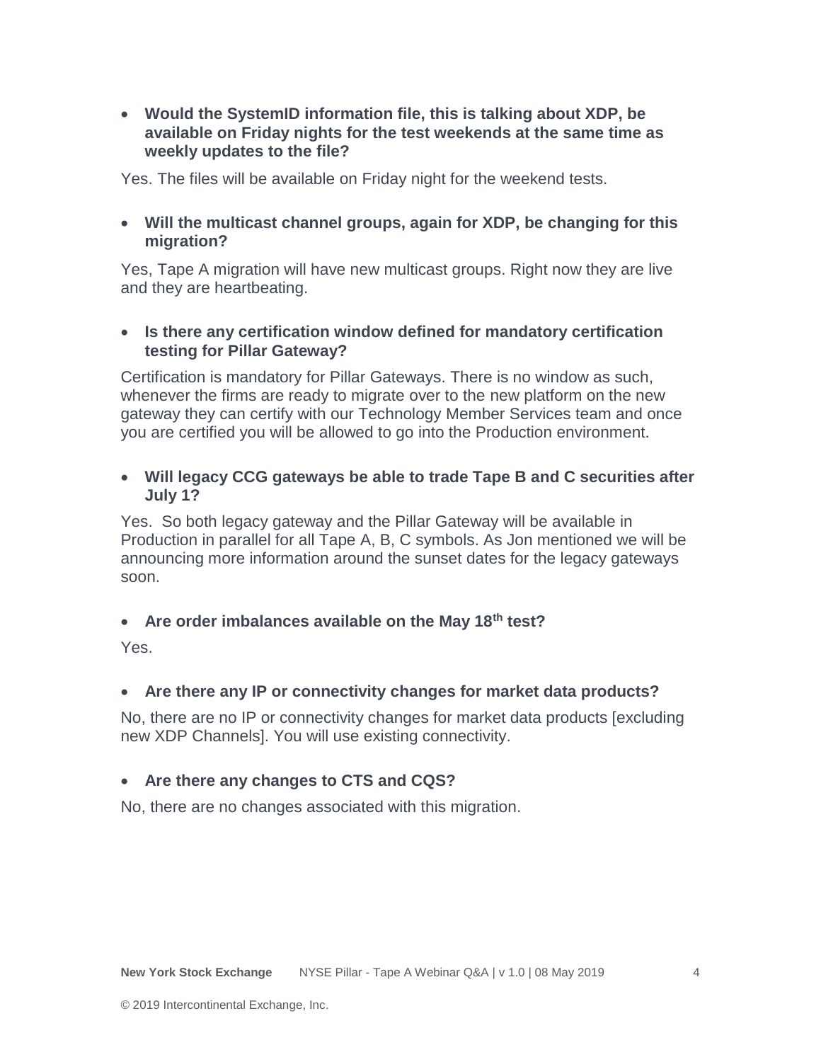- **Would the SystemID information file, this is talking about XDP, be available on Friday nights for the test weekends at the same time as weekly updates to the file?**

Yes. The files will be available on Friday night for the weekend tests.

- **Will the multicast channel groups, again for XDP, be changing for this migration?**

Yes, Tape A migration will have new multicast groups. Right now they are live and they are heartbeating.

- **Is there any certification window defined for mandatory certification testing for Pillar Gateway?**

Certification is mandatory for Pillar Gateways. There is no window as such, whenever the firms are ready to migrate over to the new platform on the new gateway they can certify with our Technology Member Services team and once you are certified you will be allowed to go into the Production environment.

- **Will legacy CCG gateways be able to trade Tape B and C securities after July 1?**

Yes. So both legacy gateway and the Pillar Gateway will be available in Production in parallel for all Tape A, B, C symbols. As Jon mentioned we will be announcing more information around the sunset dates for the legacy gateways soon.

- **Are order imbalances available on the May 18th test?**

Yes.

- **Are there any IP or connectivity changes for market data products?**

No, there are no IP or connectivity changes for market data products [excluding new XDP Channels]. You will use existing connectivity.

- **Are there any changes to CTS and CQS?**

No, there are no changes associated with this migration.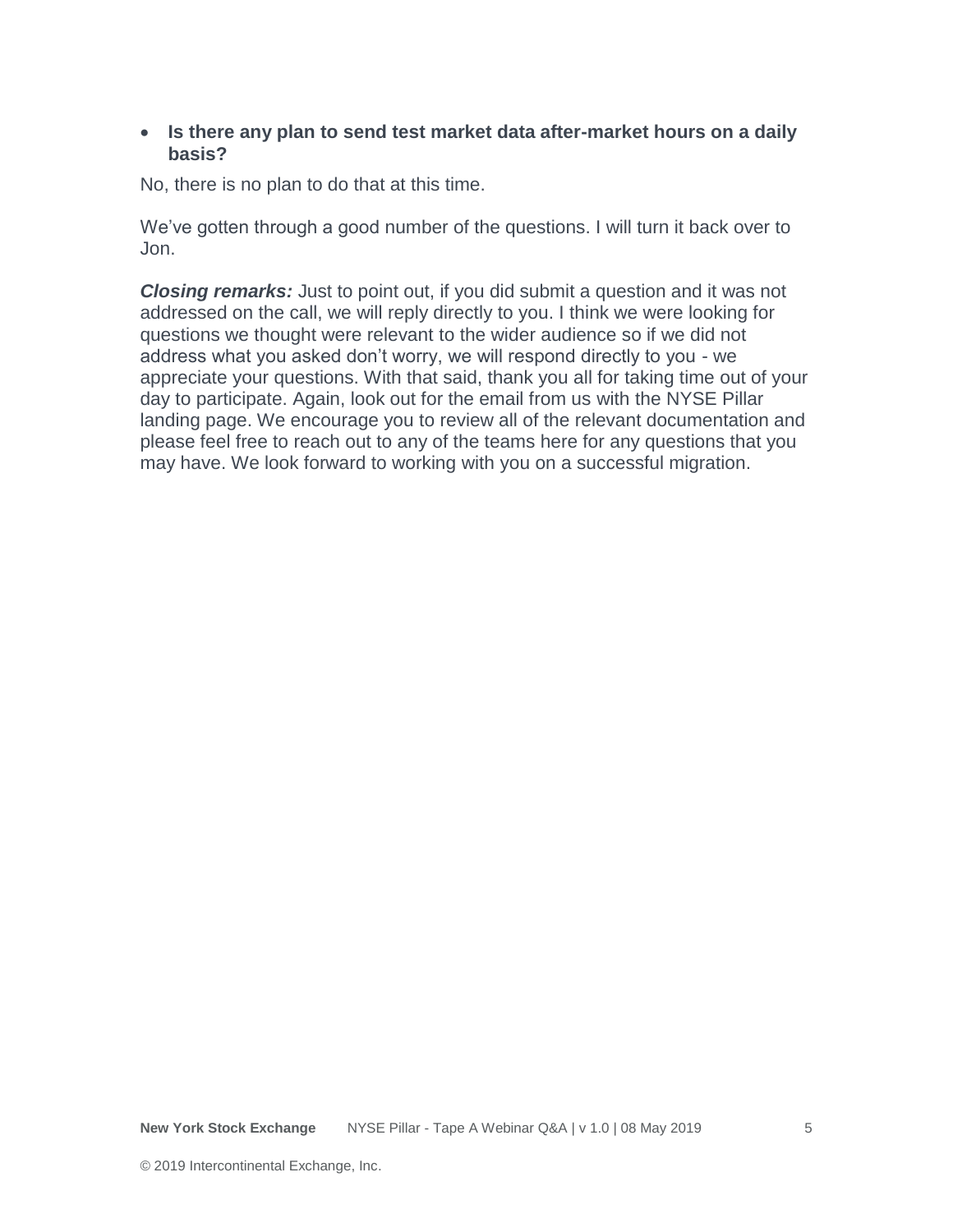- **Is there any plan to send test market data after-market hours on a daily basis?**

No, there is no plan to do that at this time.

We've gotten through a good number of the questions. I will turn it back over to Jon.

***Closing remarks:*** Just to point out, if you did submit a question and it was not addressed on the call, we will reply directly to you. I think we were looking for questions we thought were relevant to the wider audience so if we did not address what you asked don't worry, we will respond directly to you - we appreciate your questions. With that said, thank you all for taking time out of your day to participate. Again, look out for the email from us with the NYSE Pillar landing page. We encourage you to review all of the relevant documentation and please feel free to reach out to any of the teams here for any questions that you may have. We look forward to working with you on a successful migration.